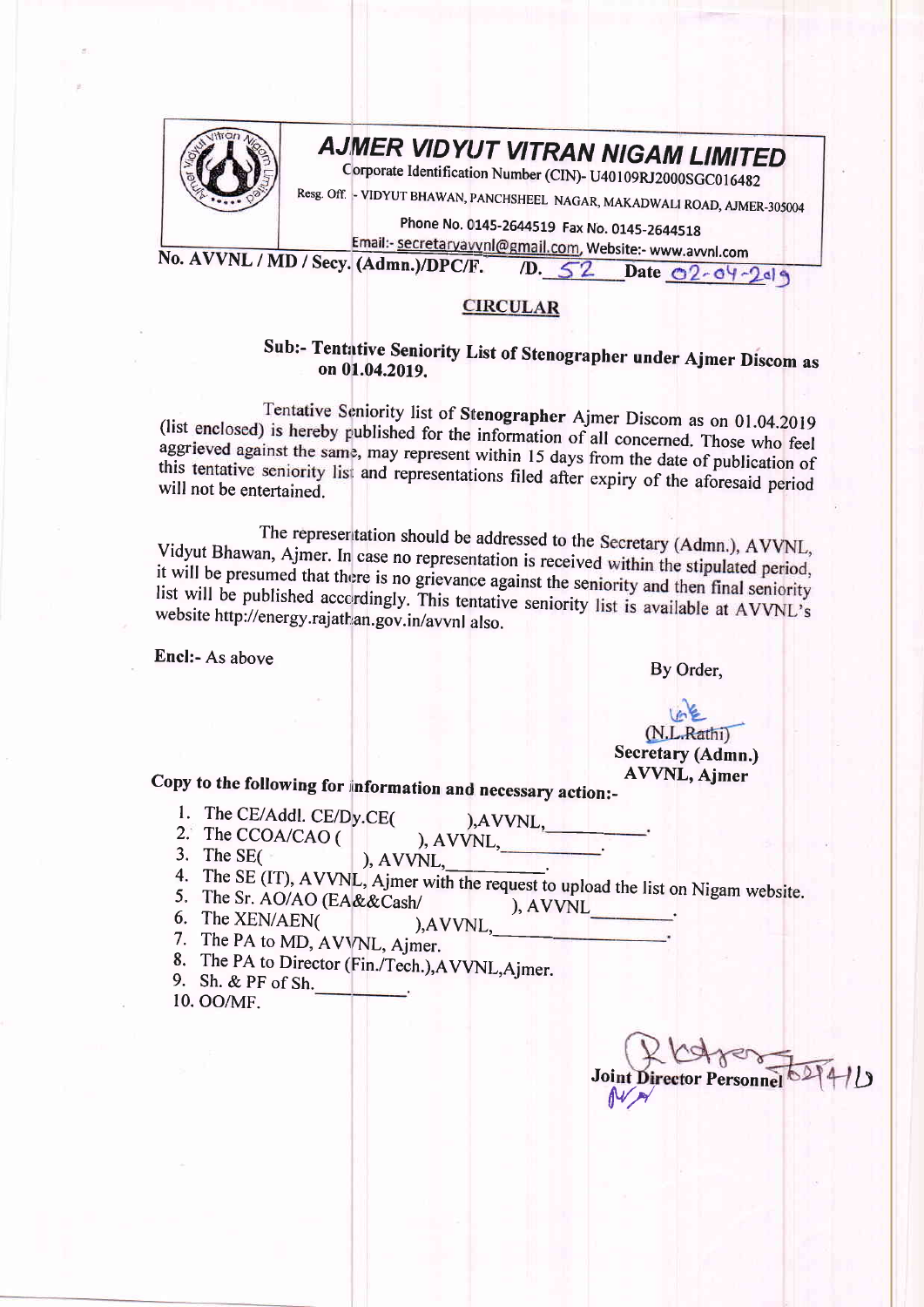# AJMER VIDYUT VITRAN NIGAM LIMITED

Corporate Identification Number (CIN)- U40109RJ2000SGC016482

Resg. Off. - VIDYUT BHAWAN, PANCHSHEEL NAGAR, MAKADWALI ROAD, AJMER-305004

Phone No. 0145-2644519 Fax No. 0145-2644518

Email:- secretaryavvnl@gmail.com, Website:- www.avvnl.com

No. AVVNL / MD / Secy. (Admn.)/DPC/F. /D. 52 Date 02-04-2019

## CIRCULAR

**Sub:- Tentative Seniority List of Stenographer under Ajmer Discom as on 01.04.2019.**

Tentative Seniority list of **Stenographer** Ajmer Discom as on 01.04.2019 (list enclosed) is hereby published for the information of all concerned. Those who feel aggrieved against the same, may represent within 15 days from the date of publication of this tentative seniority list and representations filed after expiry of the aforesaid period will not be entertained.

The representation should be addressed to the Secretary (Admn.), AVVNL, Vidyut Bhawan, Ajmer. In case no representation is received within the stipulated period, it will be presumed that there is no grievance against the seniority and then final seniority list will be published accordingly. This tentative seniority list is available at AVVNL's website http://energy.rajasthan.gov.in/avvnl also.

**Encl:-** As above

By Order,

(N.L.Rathi)
**Secretary (Admn.)**
**AVVNL, Ajmer**

**Copy to the following for information and necessary action:-**

1. The CE/Addl. CE/Dy.CE( ),AVVNL,\_\_\_\_\_\_\_\_\_.
2. The CCOA/CAO ( ), AVVNL,\_\_\_\_\_\_\_\_\_.
3. The SE( ), AVVNL,\_\_\_\_\_\_\_\_\_.
4. The SE (IT), AVVNL, Ajmer with the request to upload the list on Nigam website.
5. The Sr. AO/AO (EA&&Cash/ ), AVVNL\_\_\_\_\_\_\_\_\_.
6. The XEN/AEN( ),AVVNL,\_\_\_\_\_\_\_\_\_.
7. The PA to MD, AVVNL, Ajmer.
8. The PA to Director (Fin./Tech.),AVVNL,Ajmer.
9. Sh. & PF of Sh.\_\_\_\_\_\_\_\_\_.
10. OO/MF.

**Joint Director Personnel** 02/4/19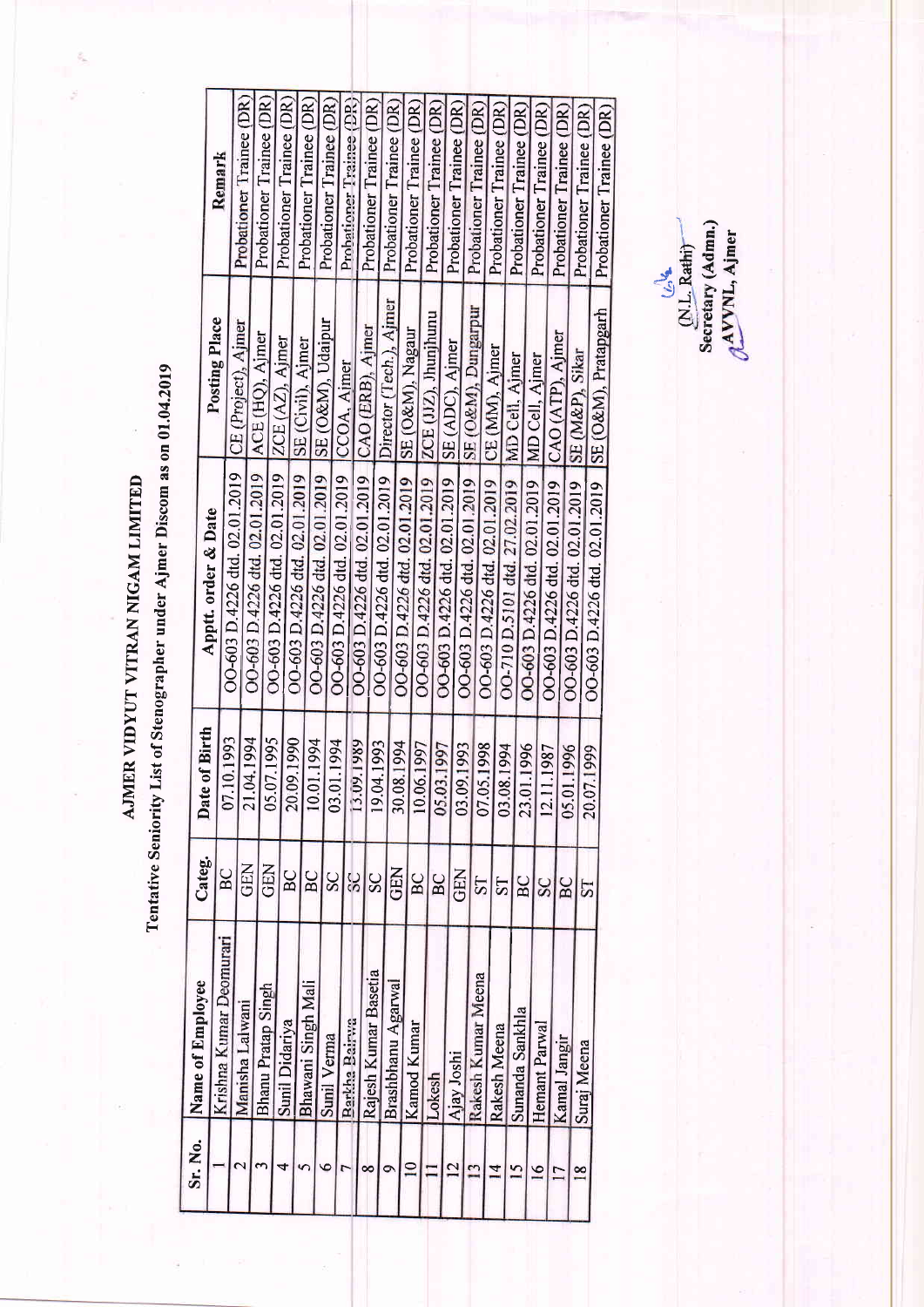# AJMER VIDYUT VITRAN NIGAM LIMITED

## Tentative Seniority List of Stenographer under Ajmer Discom as on 01.04.2019

| Sr. No. | Name of Employee | Categ. | Date of Birth | Apptt. order & Date | Posting Place | Remark |
|---|---|---|---|---|---|---|
| 1 | Krishna Kumar Deomurari | BC | 07.10.1993 | OO-603 D.4226 dtd. 02.01.2019 | CE (Project), Ajmer | Probationer Trainee (DR) |
| 2 | Manisha Lalwani | GEN | 21.04.1994 | OO-603 D.4226 dtd. 02.01.2019 | ACE (HQ), Ajmer | Probationer Trainee (DR) |
| 3 | Bhanu Pratap Singh | GEN | 05.07.1995 | OO-603 D.4226 dtd. 02.01.2019 | ZCE (AZ), Ajmer | Probationer Trainee (DR) |
| 4 | Sunil Didariya | BC | 20.09.1990 | OO-603 D.4226 dtd. 02.01.2019 | SE (Civil), Ajmer | Probationer Trainee (DR) |
| 5 | Bhawani Singh Mali | BC | 10.01.1994 | OO-603 D.4226 dtd. 02.01.2019 | SE (O&M), Udaipur | Probationer Trainee (DR) |
| 6 | Sunil Verma | SC | 03.01.1994 | OO-603 D.4226 dtd. 02.01.2019 | CCOA, Ajmer | Probationer Trainee (DR) |
| 7 | Barkha Bairwa | SC | 13.09.1989 | OO-603 D.4226 dtd. 02.01.2019 | CAO (ERB), Ajmer | Probationer Trainee (DR) |
| 8 | Rajesh Kumar Basetia | SC | 19.04.1993 | OO-603 D.4226 dtd. 02.01.2019 | Director (Tech.), Ajmer | Probationer Trainee (DR) |
| 9 | Brashbhanu Agarwal | GEN | 30.08.1994 | OO-603 D.4226 dtd. 02.01.2019 | SE (O&M), Nagaur | Probationer Trainee (DR) |
| 10 | Kamod Kumar | BC | 10.06.1997 | OO-603 D.4226 dtd. 02.01.2019 | ZCE (JJZ), Jhunjhunu | Probationer Trainee (DR) |
| 11 | Lokesh | BC | 05.03.1997 | OO-603 D.4226 dtd. 02.01.2019 | SE (ADC), Ajmer | Probationer Trainee (DR) |
| 12 | Ajay Joshi | GEN | 03.09.1993 | OO-603 D.4226 dtd. 02.01.2019 | SE (O&M), Dungarpur | Probationer Trainee (DR) |
| 13 | Rakesh Kumar Meena | ST | 07.05.1998 | OO-603 D.4226 dtd. 02.01.2019 | CE (MM), Ajmer | Probationer Trainee (DR) |
| 14 | Rakesh Meena | ST | 03.08.1994 | OO-710 D.5101 dtd. 27.02.2019 | MD Cell, Ajmer | Probationer Trainee (DR) |
| 15 | Sunanda Sankhla | BC | 23.01.1996 | OO-603 D.4226 dtd. 02.01.2019 | MD Cell, Ajmer | Probationer Trainee (DR) |
| 16 | Hemant Parwal | SC | 12.11.1987 | OO-603 D.4226 dtd. 02.01.2019 | CAO (ATP), Ajmer | Probationer Trainee (DR) |
| 17 | Kamal Jangir | BC | 05.01.1996 | OO-603 D.4226 dtd. 02.01.2019 | SE (M&P), Sikar | Probationer Trainee (DR) |
| 18 | Suraj Meena | ST | 20.07.1999 | OO-603 D.4226 dtd. 02.01.2019 | SE (O&M), Pratapgarh | Probationer Trainee (DR) |

(N.L. Rathi)
Secretary (Admn.)
AVVNL, Ajmer